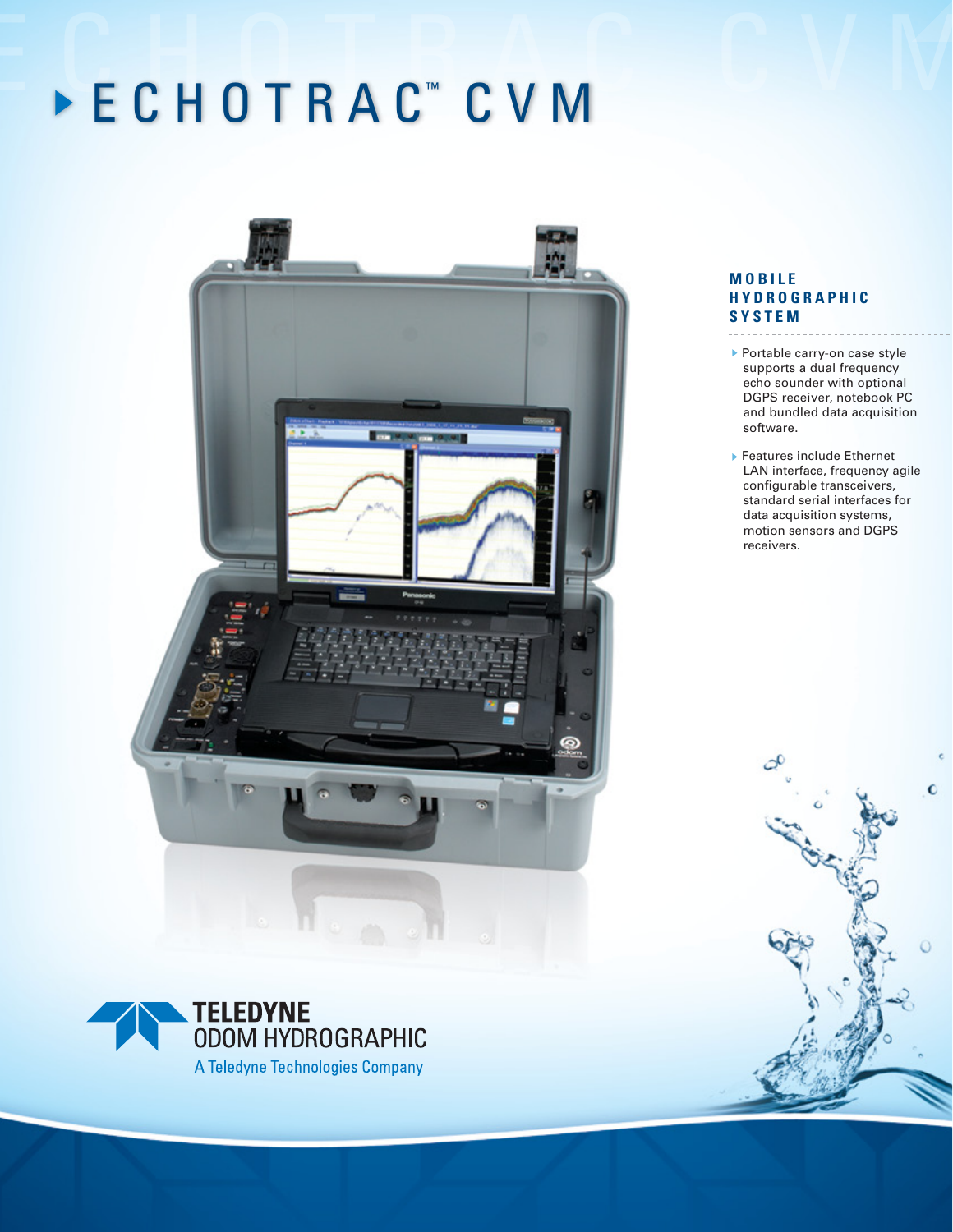# ECHOTRAC™ CVM

## MOBILE HYDROGRAPHIC SYSTEM

- Portable carry-on case style supports a dual frequency echo sounder with optional DGPS receiver, notebook PC and bundled data acquisition software.
- Features include Ethernet LAN interface, frequency agile configurable transceivers, standard serial interfaces for data acquisition systems, motion sensors and DGPS receivers.

TELEDYNE
ODOM HYDROGRAPHIC
A Teledyne Technologies Company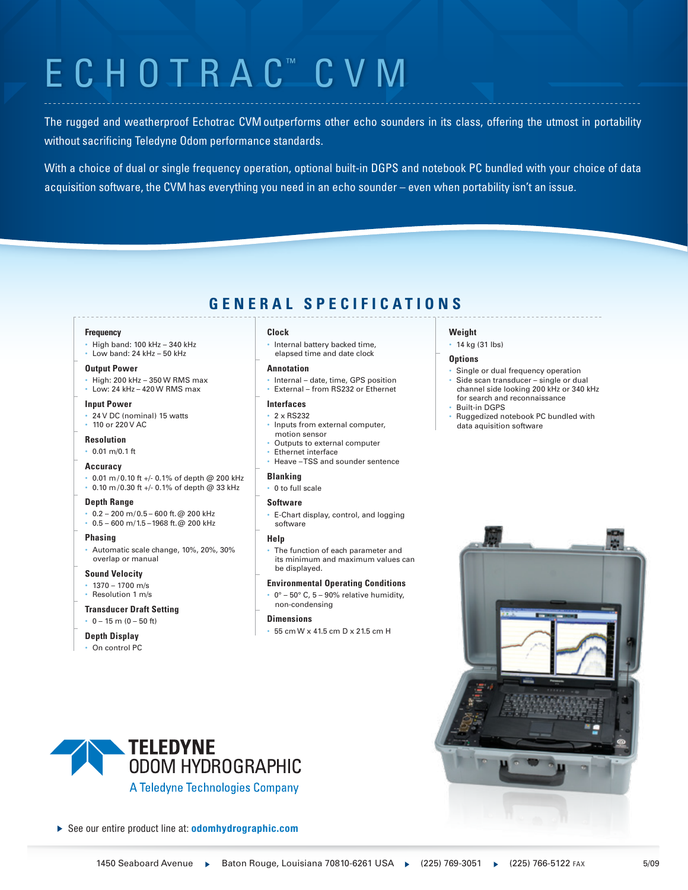# ECHOTRAC™ CVM

The rugged and weatherproof Echotrac CVM outperforms other echo sounders in its class, offering the utmost in portability without sacrificing Teledyne Odom performance standards.

With a choice of dual or single frequency operation, optional built-in DGPS and notebook PC bundled with your choice of data acquisition software, the CVM has everything you need in an echo sounder – even when portability isn't an issue.

## GENERAL SPECIFICATIONS

**Frequency**
- High band: 100 kHz – 340 kHz
- Low band: 24 kHz – 50 kHz

**Output Power**
- High: 200 kHz – 350 W RMS max
- Low: 24 kHz – 420 W RMS max

**Input Power**
- 24 V DC (nominal) 15 watts
- 110 or 220 V AC

**Resolution**
- 0.01 m/0.1 ft

**Accuracy**
- 0.01 m/0.10 ft +/- 0.1% of depth @ 200 kHz
- 0.10 m/0.30 ft +/- 0.1% of depth @ 33 kHz

**Depth Range**
- 0.2 – 200 m/0.5 – 600 ft.@ 200 kHz
- 0.5 – 600 m/1.5 –1968 ft.@ 200 kHz

**Phasing**
- Automatic scale change, 10%, 20%, 30% overlap or manual

**Sound Velocity**
- 1370 – 1700 m/s
- Resolution 1 m/s

**Transducer Draft Setting**
- 0 – 15 m (0 – 50 ft)

**Depth Display**
- On control PC

**Clock**
- Internal battery backed time, elapsed time and date clock

**Annotation**
- Internal – date, time, GPS position
- External – from RS232 or Ethernet

**Interfaces**
- 2 x RS232
- Inputs from external computer, motion sensor
- Outputs to external computer
- Ethernet interface
- Heave –TSS and sounder sentence

**Blanking**
- 0 to full scale

**Software**
- E-Chart display, control, and logging software

**Help**
- The function of each parameter and its minimum and maximum values can be displayed.

**Environmental Operating Conditions**
- 0° – 50° C, 5 – 90% relative humidity, non-condensing

**Dimensions**
- 55 cm W x 41.5 cm D x 21.5 cm H

**Weight**
- 14 kg (31 lbs)

**Options**
- Single or dual frequency operation
- Side scan transducer – single or dual channel side looking 200 kHz or 340 kHz for search and reconnaissance
- Built-in DGPS
- Ruggedized notebook PC bundled with data aquisition software

TELEDYNE ODOM HYDROGRAPHIC
A Teledyne Technologies Company

▶ See our entire product line at: **odomhydrographic.com**

1450 Seaboard Avenue ▶ Baton Rouge, Louisiana 70810-6261 USA ▶ (225) 769-3051 ▶ (225) 766-5122 FAX

5/09